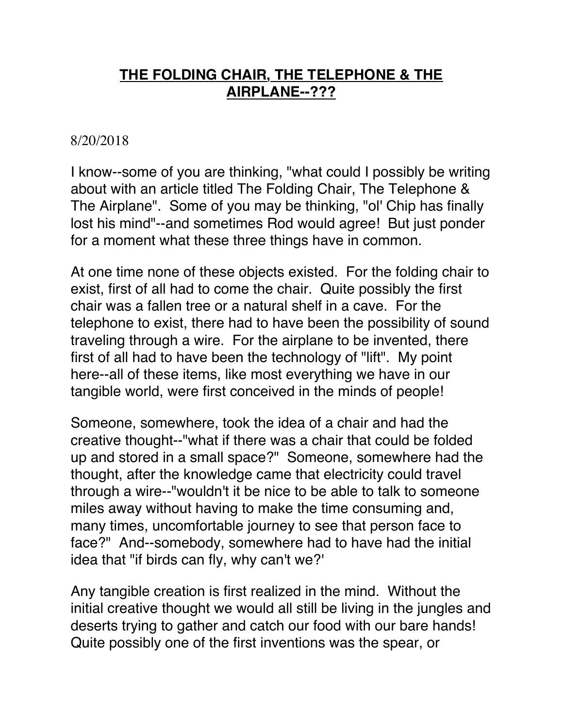# **THE FOLDING CHAIR, THE TELEPHONE & THE AIRPLANE--???**

8/20/2018

I know--some of you are thinking, "what could I possibly be writing about with an article titled The Folding Chair, The Telephone & The Airplane". Some of you may be thinking, "ol' Chip has finally lost his mind"--and sometimes Rod would agree! But just ponder for a moment what these three things have in common.

At one time none of these objects existed. For the folding chair to exist, first of all had to come the chair. Quite possibly the first chair was a fallen tree or a natural shelf in a cave. For the telephone to exist, there had to have been the possibility of sound traveling through a wire. For the airplane to be invented, there first of all had to have been the technology of "lift". My point here--all of these items, like most everything we have in our tangible world, were first conceived in the minds of people!

Someone, somewhere, took the idea of a chair and had the creative thought--"what if there was a chair that could be folded up and stored in a small space?" Someone, somewhere had the thought, after the knowledge came that electricity could travel through a wire--"wouldn't it be nice to be able to talk to someone miles away without having to make the time consuming and, many times, uncomfortable journey to see that person face to face?" And--somebody, somewhere had to have had the initial idea that "if birds can fly, why can't we?'

Any tangible creation is first realized in the mind. Without the initial creative thought we would all still be living in the jungles and deserts trying to gather and catch our food with our bare hands! Quite possibly one of the first inventions was the spear, or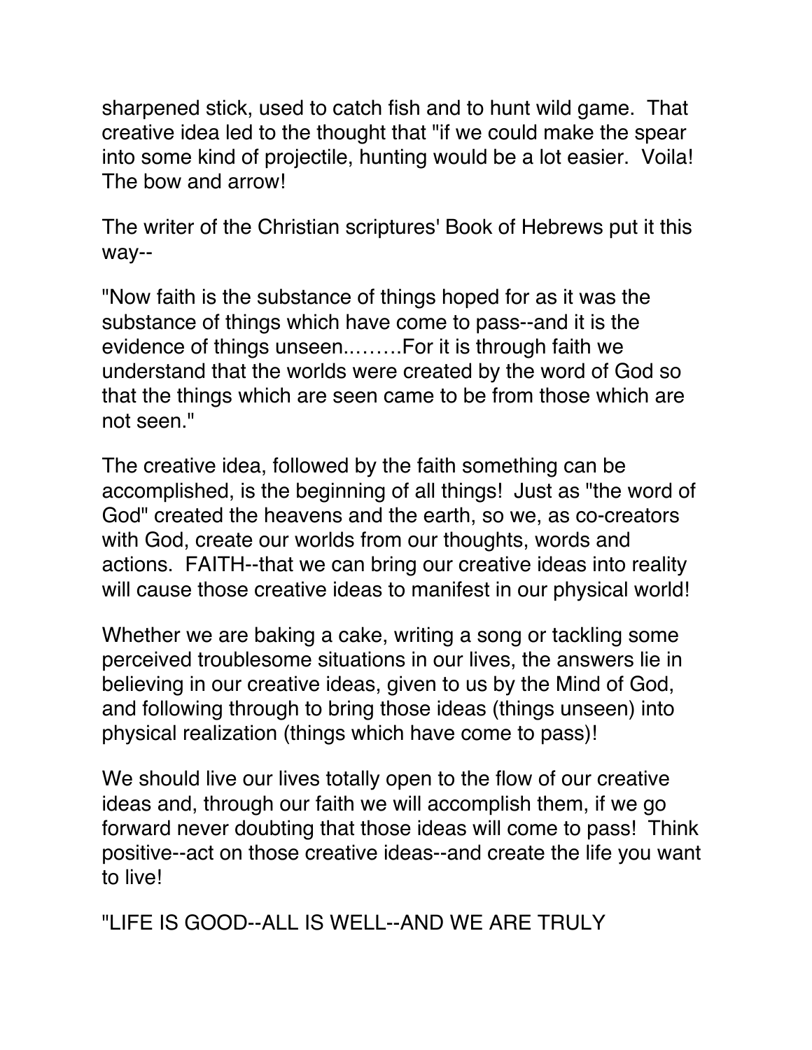sharpened stick, used to catch fish and to hunt wild game. That creative idea led to the thought that "if we could make the spear into some kind of projectile, hunting would be a lot easier. Voila! The bow and arrow!

The writer of the Christian scriptures' Book of Hebrews put it this way--

"Now faith is the substance of things hoped for as it was the substance of things which have come to pass--and it is the evidence of things unseen..…….For it is through faith we understand that the worlds were created by the word of God so that the things which are seen came to be from those which are not seen."

The creative idea, followed by the faith something can be accomplished, is the beginning of all things! Just as "the word of God" created the heavens and the earth, so we, as co-creators with God, create our worlds from our thoughts, words and actions. FAITH--that we can bring our creative ideas into reality will cause those creative ideas to manifest in our physical world!

Whether we are baking a cake, writing a song or tackling some perceived troublesome situations in our lives, the answers lie in believing in our creative ideas, given to us by the Mind of God, and following through to bring those ideas (things unseen) into physical realization (things which have come to pass)!

We should live our lives totally open to the flow of our creative ideas and, through our faith we will accomplish them, if we go forward never doubting that those ideas will come to pass! Think positive--act on those creative ideas--and create the life you want to live!

"LIFE IS GOOD--ALL IS WELL--AND WE ARE TRULY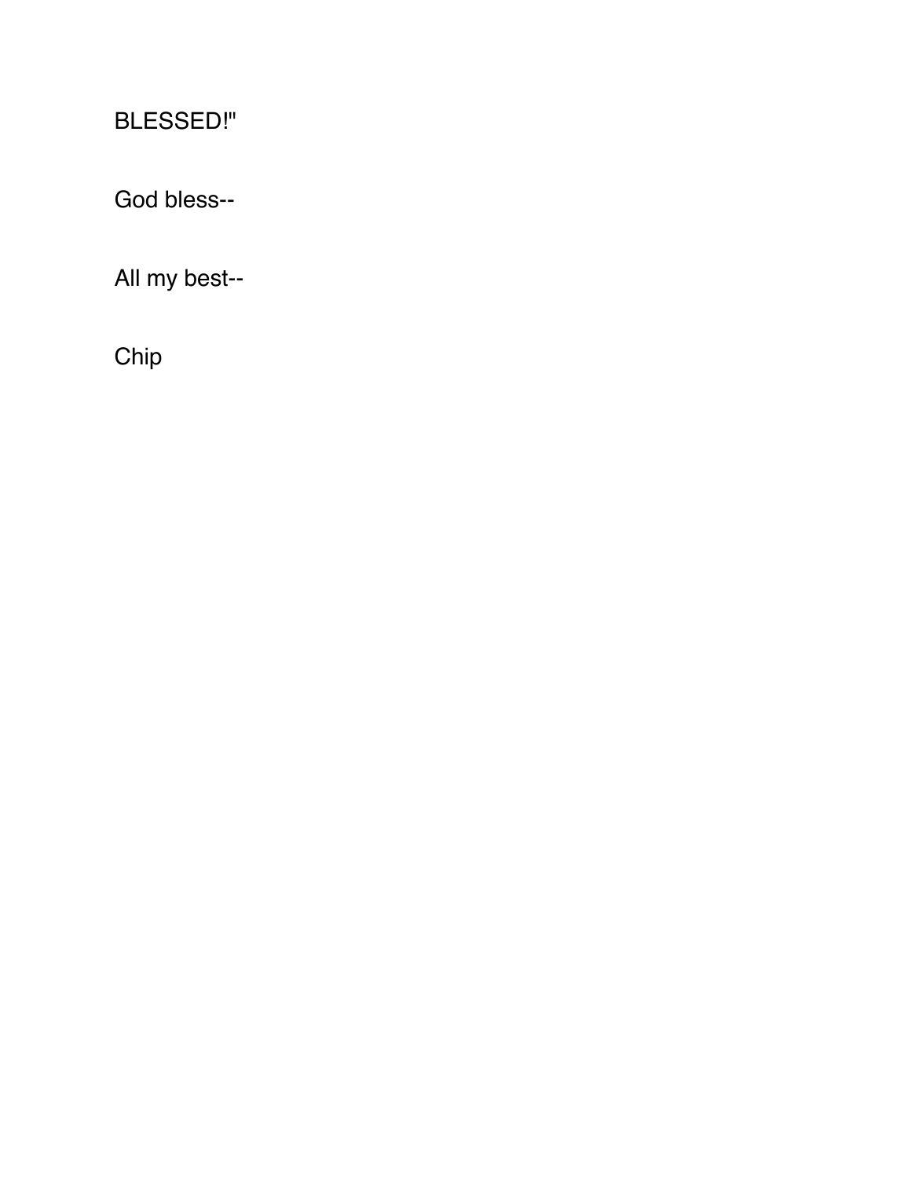BLESSED!"

God bless--

All my best--

Chip